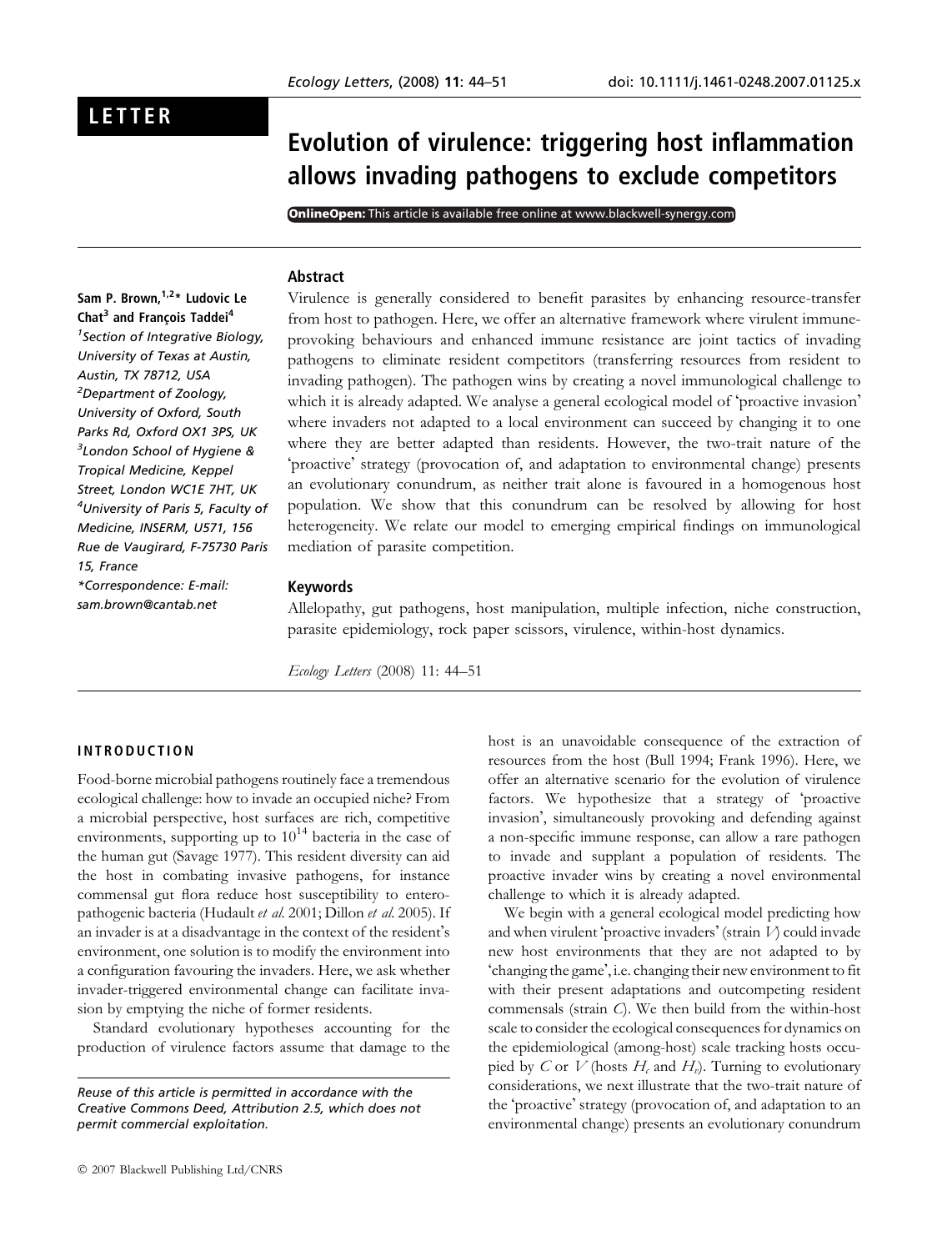LETTER

# Evolution of virulence: triggering host inflammation allows invading pathogens to exclude competitors

OnlineOpen: This article is available free online at www.blackwell-synergy.com

**Sam P. Brown,[1,2]* Ludovic Le Chat[3] and François Taddei[4]**

[1]Section of Integrative Biology, University of Texas at Austin, Austin, TX 78712, USA
[2]Department of Zoology, University of Oxford, South Parks Rd, Oxford OX1 3PS, UK
[3]London School of Hygiene & Tropical Medicine, Keppel Street, London WC1E 7HT, UK
[4]University of Paris 5, Faculty of Medicine, INSERM, U571, 156 Rue de Vaugirard, F-75730 Paris 15, France
*Correspondence: E-mail: sam.brown@cantab.net

## Abstract

Virulence is generally considered to benefit parasites by enhancing resource-transfer from host to pathogen. Here, we offer an alternative framework where virulent immune-provoking behaviours and enhanced immune resistance are joint tactics of invading pathogens to eliminate resident competitors (transferring resources from resident to invading pathogen). The pathogen wins by creating a novel immunological challenge to which it is already adapted. We analyse a general ecological model of 'proactive invasion' where invaders not adapted to a local environment can succeed by changing it to one where they are better adapted than residents. However, the two-trait nature of the 'proactive' strategy (provocation of, and adaptation to environmental change) presents an evolutionary conundrum, as neither trait alone is favoured in a homogenous host population. We show that this conundrum can be resolved by allowing for host heterogeneity. We relate our model to emerging empirical findings on immunological mediation of parasite competition.

## Keywords

Allelopathy, gut pathogens, host manipulation, multiple infection, niche construction, parasite epidemiology, rock paper scissors, virulence, within-host dynamics.

## INTRODUCTION

Food-borne microbial pathogens routinely face a tremendous ecological challenge: how to invade an occupied niche? From a microbial perspective, host surfaces are rich, competitive environments, supporting up to $10^{14}$ bacteria in the case of the human gut (Savage 1977). This resident diversity can aid the host in combating invasive pathogens, for instance commensal gut flora reduce host susceptibility to enteropathogenic bacteria (Hudault *et al.* 2001; Dillon *et al.* 2005). If an invader is at a disadvantage in the context of the resident's environment, one solution is to modify the environment into a configuration favouring the invaders. Here, we ask whether invader-triggered environmental change can facilitate invasion by emptying the niche of former residents.

Standard evolutionary hypotheses accounting for the production of virulence factors assume that damage to the host is an unavoidable consequence of the extraction of resources from the host (Bull 1994; Frank 1996). Here, we offer an alternative scenario for the evolution of virulence factors. We hypothesize that a strategy of 'proactive invasion', simultaneously provoking and defending against a non-specific immune response, can allow a rare pathogen to invade and supplant a population of residents. The proactive invader wins by creating a novel environmental challenge to which it is already adapted.

We begin with a general ecological model predicting how and when virulent 'proactive invaders' (strain $V$) could invade new host environments that they are not adapted to by 'changing the game', i.e. changing their new environment to fit with their present adaptations and outcompeting resident commensals (strain $C$). We then build from the within-host scale to consider the ecological consequences for dynamics on the epidemiological (among-host) scale tracking hosts occupied by $C$ or $V$ (hosts $H_c$ and $H_v$). Turning to evolutionary considerations, we next illustrate that the two-trait nature of the 'proactive' strategy (provocation of, and adaptation to an environmental change) presents an evolutionary conundrum

*Reuse of this article is permitted in accordance with the Creative Commons Deed, Attribution 2.5, which does not permit commercial exploitation.*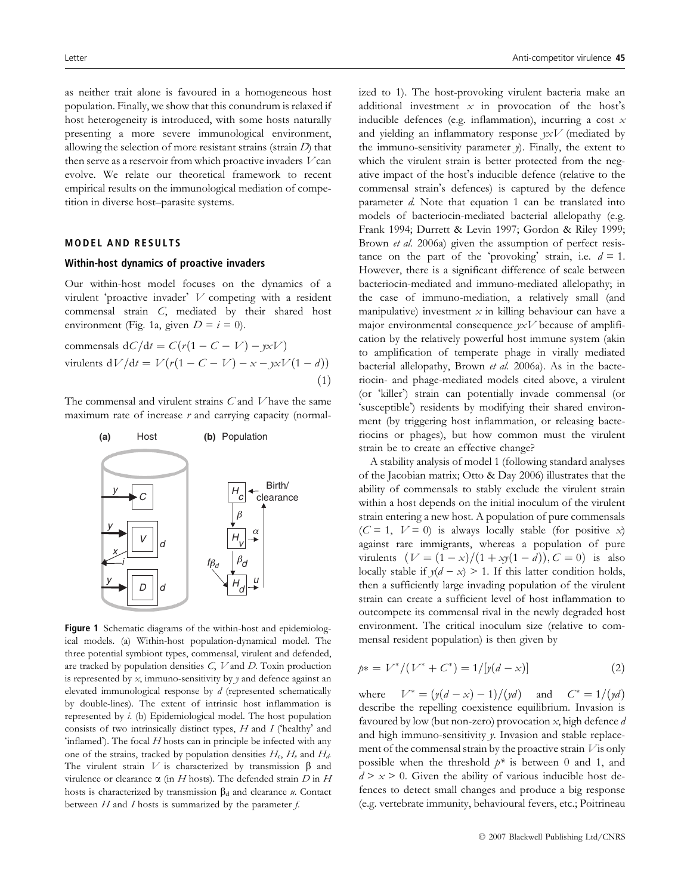as neither trait alone is favoured in a homogeneous host population. Finally, we show that this conundrum is relaxed if host heterogeneity is introduced, with some hosts naturally presenting a more severe immunological environment, allowing the selection of more resistant strains (strain $D$) that then serve as a reservoir from which proactive invaders $V$ can evolve. We relate our theoretical framework to recent empirical results on the immunological mediation of competition in diverse host–parasite systems.

## MODEL AND RESULTS

### Within-host dynamics of proactive invaders

Our within-host model focuses on the dynamics of a virulent 'proactive invader' $V$ competing with a resident commensal strain $C$, mediated by their shared host environment (Fig. 1a, given $D = i = 0$).

$$\text{commensals } dC/dt = C\big(r(1 - C - V) - yxV\big)$$
$$\text{virulents } dV/dt = V\big(r(1 - C - V) - x - yxV(1 - d)\big) \quad (1)$$

The commensal and virulent strains $C$ and $V$ have the same maximum rate of increase $r$ and carrying capacity (normalized to 1). The host-provoking virulent bacteria make an additional investment $x$ in provocation of the host's inducible defences (e.g. inflammation), incurring a cost $x$ and yielding an inflammatory response $yxV$ (mediated by the immuno-sensitivity parameter $y$). Finally, the extent to which the virulent strain is better protected from the negative impact of the host's inducible defence (relative to the commensal strain's defences) is captured by the defence parameter $d$. Note that equation 1 can be translated into models of bacteriocin-mediated bacterial allelopathy (e.g. Frank 1994; Durrett & Levin 1997; Gordon & Riley 1999; Brown *et al.* 2006a) given the assumption of perfect resistance on the part of the 'provoking' strain, i.e. $d = 1$. However, there is a significant difference of scale between bacteriocin-mediated and immuno-mediated allelopathy; in the case of immuno-mediation, a relatively small (and manipulative) investment $x$ in killing behaviour can have a major environmental consequence $yxV$ because of amplification by the relatively powerful host immune system (akin to amplification of temperate phage in virally mediated bacterial allelopathy, Brown *et al.* 2006a). As in the bacteriocin- and phage-mediated models cited above, a virulent (or 'killer') strain can potentially invade commensal (or 'susceptible') residents by modifying their shared environment (by triggering host inflammation, or releasing bacteriocins or phages), but how common must the virulent strain be to create an effective change?

A stability analysis of model 1 (following standard analyses of the Jacobian matrix; Otto & Day 2006) illustrates that the ability of commensals to stably exclude the virulent strain within a host depends on the initial inoculum of the virulent strain entering a new host. A population of pure commensals ($C = 1$, $V = 0$) is always locally stable (for positive $x$) against rare immigrants, whereas a population of pure virulents ($V = (1 - x)/(1 + xy(1 - d)), C = 0$) is also locally stable if $y(d - x) > 1$. If this latter condition holds, then a sufficiently large invading population of the virulent strain can create a sufficient level of host inflammation to outcompete its commensal rival in the newly degraded host environment. The critical inoculum size (relative to commensal resident population) is then given by

$$p* = V^*/(V^* + C^*) = 1/[y(d - x)] \quad (2)$$

where $V^* = (y(d - x) - 1)/(yd)$ and $C^* = 1/(yd)$ describe the repelling coexistence equilibrium. Invasion is favoured by low (but non-zero) provocation $x$, high defence $d$ and high immuno-sensitivity $y$. Invasion and stable replacement of the commensal strain by the proactive strain $V$ is only possible when the threshold $p*$ is between 0 and 1, and $d > x > 0$. Given the ability of various inducible host defences to detect small changes and produce a big response (e.g. vertebrate immunity, behavioural fevers, etc.; Poitrineau

**Figure 1** Schematic diagrams of the within-host and epidemiological models. (a) Within-host population-dynamical model. The three potential symbiont types, commensal, virulent and defended, are tracked by population densities $C$, $V$ and $D$. Toxin production is represented by $x$, immuno-sensitivity by $y$ and defence against an elevated immunological response by $d$ (represented schematically by double-lines). The extent of intrinsic host inflammation is represented by $i$. (b) Epidemiological model. The host population consists of two intrinsically distinct types, $H$ and $I$ ('healthy' and 'inflamed'). The focal $H$ hosts can in principle be infected with any one of the strains, tracked by population densities $H_c$, $H_v$ and $H_d$. The virulent strain $V$ is characterized by transmission $\beta$ and virulence or clearance $\alpha$ (in $H$ hosts). The defended strain $D$ in $H$ hosts is characterized by transmission $\beta_d$ and clearance $u$. Contact between $H$ and $I$ hosts is summarized by the parameter $f$.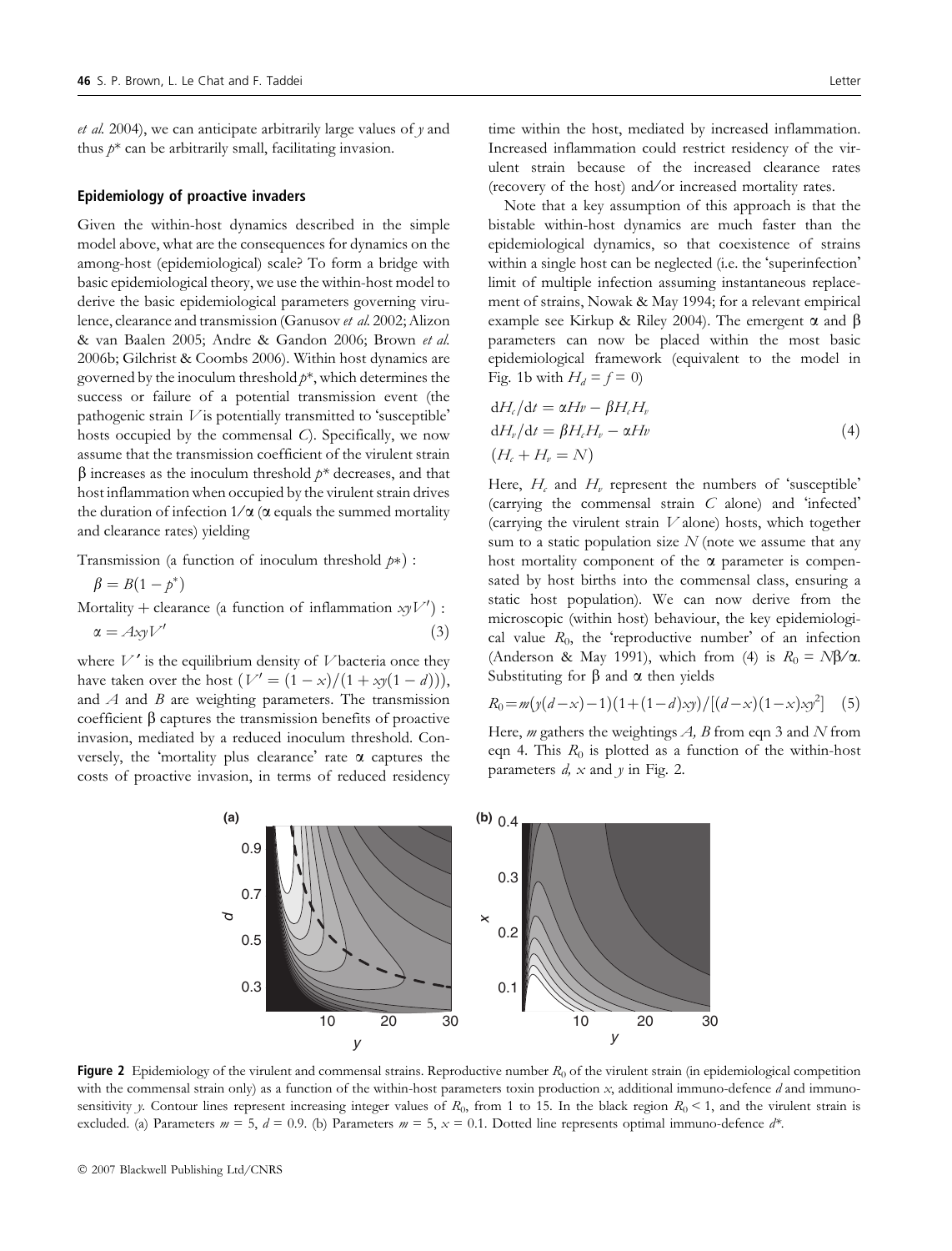*et al.* 2004), we can anticipate arbitrarily large values of $y$ and thus $p^*$ can be arbitrarily small, facilitating invasion.

### Epidemiology of proactive invaders

Given the within-host dynamics described in the simple model above, what are the consequences for dynamics on the among-host (epidemiological) scale? To form a bridge with basic epidemiological theory, we use the within-host model to derive the basic epidemiological parameters governing virulence, clearance and transmission (Ganusov *et al.* 2002; Alizon & van Baalen 2005; Andre & Gandon 2006; Brown *et al.* 2006b; Gilchrist & Coombs 2006). Within host dynamics are governed by the inoculum threshold $p^*$, which determines the success or failure of a potential transmission event (the pathogenic strain $V$ is potentially transmitted to 'susceptible' hosts occupied by the commensal $C$). Specifically, we now assume that the transmission coefficient of the virulent strain $\beta$ increases as the inoculum threshold $p^*$ decreases, and that host inflammation when occupied by the virulent strain drives the duration of infection $1/\alpha$ ($\alpha$ equals the summed mortality and clearance rates) yielding

Transmission (a function of inoculum threshold $p*$) :

$$\beta = B(1 - p^*)$$

Mortality + clearance (a function of inflammation $xyV'$) :

$$\alpha = AxyV' \tag{3}$$

where $V'$ is the equilibrium density of $V$ bacteria once they have taken over the host ($V' = (1 - x)/(1 + xy(1 - d))$), and $A$ and $B$ are weighting parameters. The transmission coefficient $\beta$ captures the transmission benefits of proactive invasion, mediated by a reduced inoculum threshold. Conversely, the 'mortality plus clearance' rate $\alpha$ captures the costs of proactive invasion, in terms of reduced residency time within the host, mediated by increased inflammation. Increased inflammation could restrict residency of the virulent strain because of the increased clearance rates (recovery of the host) and/or increased mortality rates.

Note that a key assumption of this approach is that the bistable within-host dynamics are much faster than the epidemiological dynamics, so that coexistence of strains within a single host can be neglected (i.e. the 'superinfection' limit of multiple infection assuming instantaneous replacement of strains, Nowak & May 1994; for a relevant empirical example see Kirkup & Riley 2004). The emergent $\alpha$ and $\beta$ parameters can now be placed within the most basic epidemiological framework (equivalent to the model in Fig. 1b with $H_d = f = 0$)

$$
\begin{aligned}
\mathrm{d}H_c/\mathrm{d}t &= \alpha Hv - \beta H_c H_v \\
\mathrm{d}H_v/\mathrm{d}t &= \beta H_c H_v - \alpha Hv \\
(H_c + H_v &= N)
\end{aligned}
\tag{4}
$$

Here, $H_c$ and $H_v$ represent the numbers of 'susceptible' (carrying the commensal strain $C$ alone) and 'infected' (carrying the virulent strain $V$ alone) hosts, which together sum to a static population size $N$ (note we assume that any host mortality component of the $\alpha$ parameter is compensated by host births into the commensal class, ensuring a static host population). We can now derive from the microscopic (within host) behaviour, the key epidemiological value $R_0$, the 'reproductive number' of an infection (Anderson & May 1991), which from (4) is $R_0 = N\beta/\alpha$. Substituting for $\beta$ and $\alpha$ then yields

$$R_0 = m(y(d - x) - 1)(1 + (1 - d)xy)/[(d - x)(1 - x)xy^2] \tag{5}$$

Here, $m$ gathers the weightings $A$, $B$ from eqn 3 and $N$ from eqn 4. This $R_0$ is plotted as a function of the within-host parameters $d$, $x$ and $y$ in Fig. 2.

**Figure 2** Epidemiology of the virulent and commensal strains. Reproductive number $R_0$ of the virulent strain (in epidemiological competition with the commensal strain only) as a function of the within-host parameters toxin production $x$, additional immuno-defence $d$ and immuno-sensitivity $y$. Contour lines represent increasing integer values of $R_0$, from 1 to 15. In the black region $R_0 < 1$, and the virulent strain is excluded. (a) Parameters $m = 5$, $d = 0.9$. (b) Parameters $m = 5$, $x = 0.1$. Dotted line represents optimal immuno-defence $d^*$.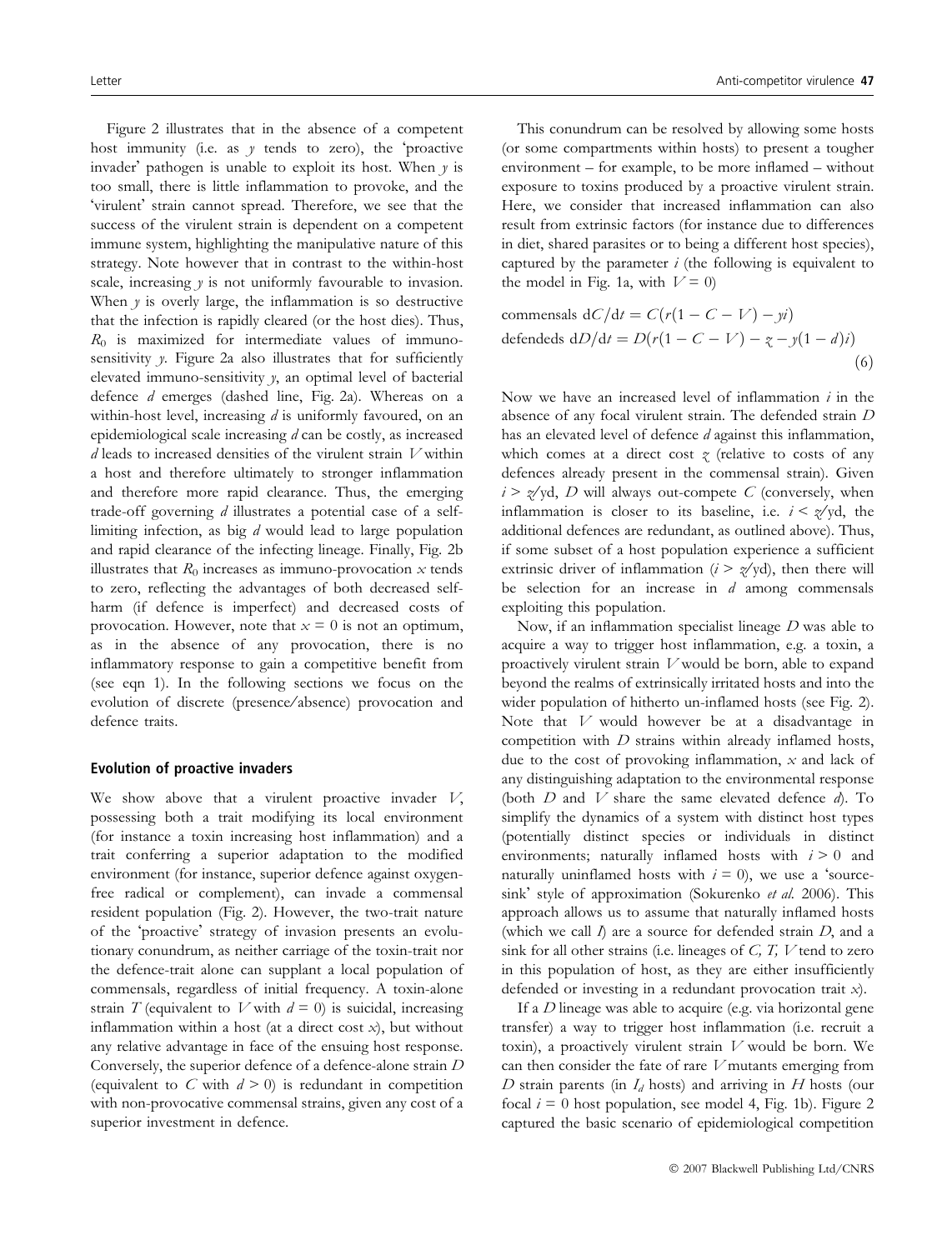Figure 2 illustrates that in the absence of a competent host immunity (i.e. as $y$ tends to zero), the 'proactive invader' pathogen is unable to exploit its host. When $y$ is too small, there is little inflammation to provoke, and the 'virulent' strain cannot spread. Therefore, we see that the success of the virulent strain is dependent on a competent immune system, highlighting the manipulative nature of this strategy. Note however that in contrast to the within-host scale, increasing $y$ is not uniformly favourable to invasion. When $y$ is overly large, the inflammation is so destructive that the infection is rapidly cleared (or the host dies). Thus, $R_0$ is maximized for intermediate values of immuno-sensitivity $y$. Figure 2a also illustrates that for sufficiently elevated immuno-sensitivity $y$, an optimal level of bacterial defence $d$ emerges (dashed line, Fig. 2a). Whereas on a within-host level, increasing $d$ is uniformly favoured, on an epidemiological scale increasing $d$ can be costly, as increased $d$ leads to increased densities of the virulent strain $V$ within a host and therefore ultimately to stronger inflammation and therefore more rapid clearance. Thus, the emerging trade-off governing $d$ illustrates a potential case of a self-limiting infection, as big $d$ would lead to large population and rapid clearance of the infecting lineage. Finally, Fig. 2b illustrates that $R_0$ increases as immuno-provocation $x$ tends to zero, reflecting the advantages of both decreased self-harm (if defence is imperfect) and decreased costs of provocation. However, note that $x = 0$ is not an optimum, as in the absence of any provocation, there is no inflammatory response to gain a competitive benefit from (see eqn 1). In the following sections we focus on the evolution of discrete (presence/absence) provocation and defence traits.

## Evolution of proactive invaders

We show above that a virulent proactive invader $V$, possessing both a trait modifying its local environment (for instance a toxin increasing host inflammation) and a trait conferring a superior adaptation to the modified environment (for instance, superior defence against oxygen-free radical or complement), can invade a commensal resident population (Fig. 2). However, the two-trait nature of the 'proactive' strategy of invasion presents an evolutionary conundrum, as neither carriage of the toxin-trait nor the defence-trait alone can supplant a local population of commensals, regardless of initial frequency. A toxin-alone strain $T$ (equivalent to $V$ with $d = 0$) is suicidal, increasing inflammation within a host (at a direct cost $x$), but without any relative advantage in face of the ensuing host response. Conversely, the superior defence of a defence-alone strain $D$ (equivalent to $C$ with $d > 0$) is redundant in competition with non-provocative commensal strains, given any cost of a superior investment in defence.

This conundrum can be resolved by allowing some hosts (or some compartments within hosts) to present a tougher environment – for example, to be more inflamed – without exposure to toxins produced by a proactive virulent strain. Here, we consider that increased inflammation can also result from extrinsic factors (for instance due to differences in diet, shared parasites or to being a different host species), captured by the parameter $i$ (the following is equivalent to the model in Fig. 1a, with $V = 0$)

$$
\begin{aligned}
&\text{commensals } \mathrm{d}C/\mathrm{d}t = C(r(1 - C - V) - yi) \\
&\text{defendeds } \mathrm{d}D/\mathrm{d}t = D(r(1 - C - V) - z - y(1 - d)i)
\end{aligned}
\tag{6}
$$

Now we have an increased level of inflammation $i$ in the absence of any focal virulent strain. The defended strain $D$ has an elevated level of defence $d$ against this inflammation, which comes at a direct cost $z$ (relative to costs of any defences already present in the commensal strain). Given $i > z/yd$, $D$ will always out-compete $C$ (conversely, when inflammation is closer to its baseline, i.e. $i < z/yd$, the additional defences are redundant, as outlined above). Thus, if some subset of a host population experience a sufficient extrinsic driver of inflammation ($i > z/yd$), then there will be selection for an increase in $d$ among commensals exploiting this population.

Now, if an inflammation specialist lineage $D$ was able to acquire a way to trigger host inflammation, e.g. a toxin, a proactively virulent strain $V$ would be born, able to expand beyond the realms of extrinsically irritated hosts and into the wider population of hitherto un-inflamed hosts (see Fig. 2). Note that $V$ would however be at a disadvantage in competition with $D$ strains within already inflamed hosts, due to the cost of provoking inflammation, $x$ and lack of any distinguishing adaptation to the environmental response (both $D$ and $V$ share the same elevated defence $d$). To simplify the dynamics of a system with distinct host types (potentially distinct species or individuals in distinct environments; naturally inflamed hosts with $i > 0$ and naturally uninflamed hosts with $i = 0$), we use a 'source-sink' style of approximation (Sokurenko *et al.* 2006). This approach allows us to assume that naturally inflamed hosts (which we call $I$) are a source for defended strain $D$, and a sink for all other strains (i.e. lineages of $C$, $T$, $V$ tend to zero in this population of host, as they are either insufficiently defended or investing in a redundant provocation trait $x$).

If a $D$ lineage was able to acquire (e.g. via horizontal gene transfer) a way to trigger host inflammation (i.e. recruit a toxin), a proactively virulent strain $V$ would be born. We can then consider the fate of rare $V$ mutants emerging from $D$ strain parents (in $I_d$ hosts) and arriving in $H$ hosts (our focal $i = 0$ host population, see model 4, Fig. 1b). Figure 2 captured the basic scenario of epidemiological competition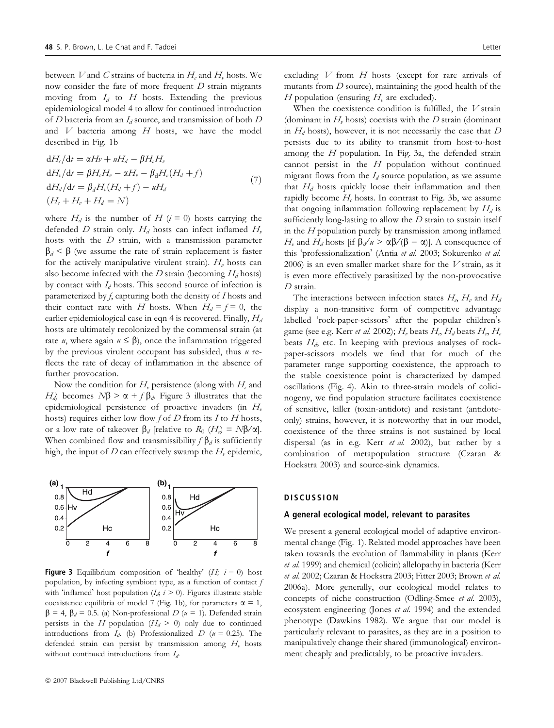between $V$ and $C$ strains of bacteria in $H_c$ and $H_v$ hosts. We now consider the fate of more frequent $D$ strain migrants moving from $I_d$ to $H$ hosts. Extending the previous epidemiological model 4 to allow for continued introduction of $D$ bacteria from an $I_d$ source, and transmission of both $D$ and $V$ bacteria among $H$ hosts, we have the model described in Fig. 1b

$$
\begin{aligned}
&\mathrm{d}H_c/\mathrm{d}t = \alpha H v + uH_d - \beta H_c H_v \\
&\mathrm{d}H_v/\mathrm{d}t = \beta H_c H_v - \alpha H_v - \beta_d H_v(H_d + f) \\
&\mathrm{d}H_d/\mathrm{d}t = \beta_d H_v(H_d + f) - uH_d \\
&(H_c + H_v + H_d = N)
\end{aligned}
\tag{7}
$$

where $H_d$ is the number of $H$ ($i = 0$) hosts carrying the defended $D$ strain only. $H_d$ hosts can infect inflamed $H_v$ hosts with the $D$ strain, with a transmission parameter $\beta_d < \beta$ (we assume the rate of strain replacement is faster for the actively manipulative virulent strain). $H_v$ hosts can also become infected with the $D$ strain (becoming $H_d$ hosts) by contact with $I_d$ hosts. This second source of infection is parameterized by $f$, capturing both the density of $I$ hosts and their contact rate with $H$ hosts. When $H_d = f = 0$, the earlier epidemiological case in eqn 4 is recovered. Finally, $H_d$ hosts are ultimately recolonized by the commensal strain (at rate $u$, where again $u \leq \beta$), once the inflammation triggered by the previous virulent occupant has subsided, thus $u$ reflects the rate of decay of inflammation in the absence of further provocation.

Now the condition for $H_v$ persistence (along with $H_c$ and $H_d$) becomes $N\beta > \alpha + f\beta_d$. Figure 3 illustrates that the epidemiological persistence of proactive invaders (in $H_v$ hosts) requires either low flow $f$ of $D$ from its $I$ to $H$ hosts, or a low rate of takeover $\beta_d$ [relative to $R_0$ ($H_v$) $= N\beta/\alpha$]. When combined flow and transmissibility $f\beta_d$ is sufficiently high, the input of $D$ can effectively swamp the $H_v$ epidemic, excluding $V$ from $H$ hosts (except for rare arrivals of mutants from $D$ source), maintaining the good health of the $H$ population (ensuring $H_v$ are excluded).

When the coexistence condition is fulfilled, the $V$ strain (dominant in $H_v$ hosts) coexists with the $D$ strain (dominant in $H_d$ hosts), however, it is not necessarily the case that $D$ persists due to its ability to transmit from host-to-host among the $H$ population. In Fig. 3a, the defended strain cannot persist in the $H$ population without continued migrant flows from the $I_d$ source population, as we assume that $H_d$ hosts quickly loose their inflammation and then rapidly become $H_c$ hosts. In contrast to Fig. 3b, we assume that ongoing inflammation following replacement by $H_d$ is sufficiently long-lasting to allow the $D$ strain to sustain itself in the $H$ population purely by transmission among inflamed $H_v$ and $H_d$ hosts [if $\beta_d/u > \alpha\beta/(\beta - \alpha)$]. A consequence of this 'professionalization' (Antia *et al.* 2003; Sokurenko *et al.* 2006) is an even smaller market share for the $V$ strain, as it is even more effectively parasitized by the non-provocative $D$ strain.

The interactions between infection states $H_c$, $H_v$ and $H_d$ display a non-transitive form of competitive advantage labelled 'rock-paper-scissors' after the popular children's game (see e.g. Kerr *et al.* 2002); $H_v$ beats $H_c$, $H_d$ beats $H_v$, $H_c$ beats $H_d$, etc. In keeping with previous analyses of rock-paper-scissors models we find that for much of the parameter range supporting coexistence, the approach to the stable coexistence point is characterized by damped oscillations (Fig. 4). Akin to three-strain models of colicinogeny, we find population structure facilitates coexistence of sensitive, killer (toxin-antidote) and resistant (antidote-only) strains, however, it is noteworthy that in our model, coexistence of the three strains is not sustained by local dispersal (as in e.g. Kerr *et al.* 2002), but rather by a combination of metapopulation structure (Czaran & Hoekstra 2003) and source-sink dynamics.

**Figure 3** Equilibrium composition of 'healthy' ($H$; $i = 0$) host population, by infecting symbiont type, as a function of contact $f$ with 'inflamed' host population ($I_d$, $i > 0$). Figures illustrate stable coexistence equilibria of model 7 (Fig. 1b), for parameters $\alpha = 1$, $\beta = 4$, $\beta_d = 0.5$. (a) Non-professional $D$ ($u = 1$). Defended strain persists in the $H$ population ($H_d > 0$) only due to continued introductions from $I_d$. (b) Professionalized $D$ ($u = 0.25$). The defended strain can persist by transmission among $H_v$ hosts without continued introductions from $I_d$.

## DISCUSSION

### A general ecological model, relevant to parasites

We present a general ecological model of adaptive environmental change (Fig. 1). Related model approaches have been taken towards the evolution of flammability in plants (Kerr *et al.* 1999) and chemical (colicin) allelopathy in bacteria (Kerr *et al.* 2002; Czaran & Hoekstra 2003; Fitter 2003; Brown *et al.* 2006a). More generally, our ecological model relates to concepts of niche construction (Odling-Smee *et al.* 2003), ecosystem engineering (Jones *et al.* 1994) and the extended phenotype (Dawkins 1982). We argue that our model is particularly relevant to parasites, as they are in a position to manipulatively change their shared (immunological) environment cheaply and predictably, to be proactive invaders.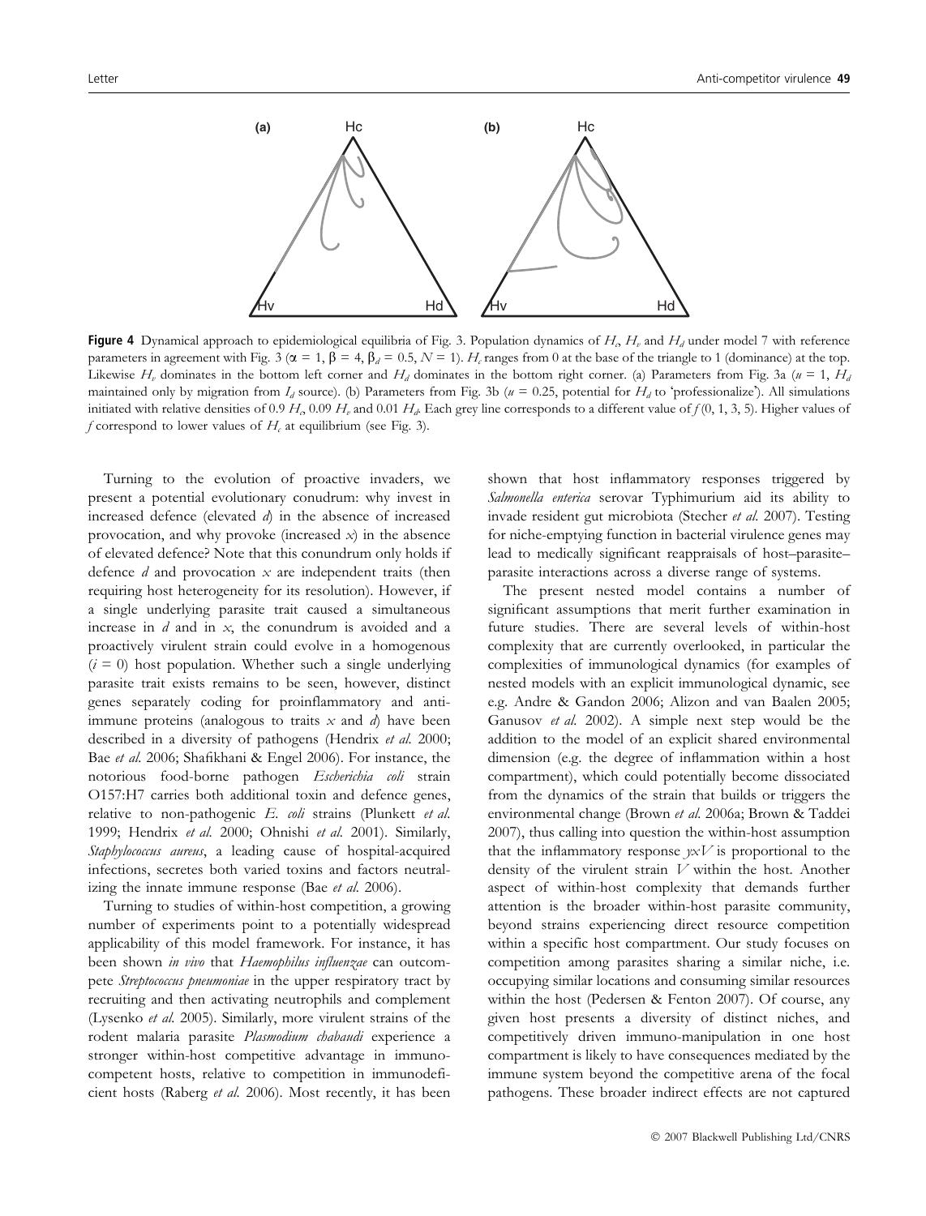**Figure 4** Dynamical approach to epidemiological equilibria of Fig. 3. Population dynamics of $H_c$, $H_v$ and $H_d$ under model 7 with reference parameters in agreement with Fig. 3 ($\alpha = 1$, $\beta = 4$, $\beta_d = 0.5$, $N = 1$). $H_c$ ranges from 0 at the base of the triangle to 1 (dominance) at the top. Likewise $H_v$ dominates in the bottom left corner and $H_d$ dominates in the bottom right corner. (a) Parameters from Fig. 3a ($u = 1$, $H_d$ maintained only by migration from $I_d$ source). (b) Parameters from Fig. 3b ($u = 0.25$, potential for $H_d$ to 'professionalize'). All simulations initiated with relative densities of 0.9 $H_c$, 0.09 $H_v$ and 0.01 $H_d$. Each grey line corresponds to a different value of $f$ (0, 1, 3, 5). Higher values of $f$ correspond to lower values of $H_c$ at equilibrium (see Fig. 3).

Turning to the evolution of proactive invaders, we present a potential evolutionary conudrum: why invest in increased defence (elevated $d$) in the absence of increased provocation, and why provoke (increased $x$) in the absence of elevated defence? Note that this conundrum only holds if defence $d$ and provocation $x$ are independent traits (then requiring host heterogeneity for its resolution). However, if a single underlying parasite trait caused a simultaneous increase in $d$ and in $x$, the conundrum is avoided and a proactively virulent strain could evolve in a homogenous ($i = 0$) host population. Whether such a single underlying parasite trait exists remains to be seen, however, distinct genes separately coding for proinflammatory and anti-immune proteins (analogous to traits $x$ and $d$) have been described in a diversity of pathogens (Hendrix *et al.* 2000; Bae *et al.* 2006; Shafikhani & Engel 2006). For instance, the notorious food-borne pathogen *Escherichia coli* strain O157:H7 carries both additional toxin and defence genes, relative to non-pathogenic *E. coli* strains (Plunkett *et al.* 1999; Hendrix *et al.* 2000; Ohnishi *et al.* 2001). Similarly, *Staphylococcus aureus*, a leading cause of hospital-acquired infections, secretes both varied toxins and factors neutralizing the innate immune response (Bae *et al.* 2006).

Turning to studies of within-host competition, a growing number of experiments point to a potentially widespread applicability of this model framework. For instance, it has been shown *in vivo* that *Haemophilus influenzae* can outcompete *Streptococcus pneumoniae* in the upper respiratory tract by recruiting and then activating neutrophils and complement (Lysenko *et al.* 2005). Similarly, more virulent strains of the rodent malaria parasite *Plasmodium chabaudi* experience a stronger within-host competitive advantage in immunocompetent hosts, relative to competition in immunodeficient hosts (Raberg *et al.* 2006). Most recently, it has been shown that host inflammatory responses triggered by *Salmonella enterica* serovar Typhimurium aid its ability to invade resident gut microbiota (Stecher *et al.* 2007). Testing for niche-emptying function in bacterial virulence genes may lead to medically significant reappraisals of host–parasite–parasite interactions across a diverse range of systems.

The present nested model contains a number of significant assumptions that merit further examination in future studies. There are several levels of within-host complexity that are currently overlooked, in particular the complexities of immunological dynamics (for examples of nested models with an explicit immunological dynamic, see e.g. Andre & Gandon 2006; Alizon and van Baalen 2005; Ganusov *et al.* 2002). A simple next step would be the addition to the model of an explicit shared environmental dimension (e.g. the degree of inflammation within a host compartment), which could potentially become dissociated from the dynamics of the strain that builds or triggers the environmental change (Brown *et al.* 2006a; Brown & Taddei 2007), thus calling into question the within-host assumption that the inflammatory response $yxV$ is proportional to the density of the virulent strain $V$ within the host. Another aspect of within-host complexity that demands further attention is the broader within-host parasite community, beyond strains experiencing direct resource competition within a specific host compartment. Our study focuses on competition among parasites sharing a similar niche, i.e. occupying similar locations and consuming similar resources within the host (Pedersen & Fenton 2007). Of course, any given host presents a diversity of distinct niches, and competitively driven immuno-manipulation in one host compartment is likely to have consequences mediated by the immune system beyond the competitive arena of the focal pathogens. These broader indirect effects are not captured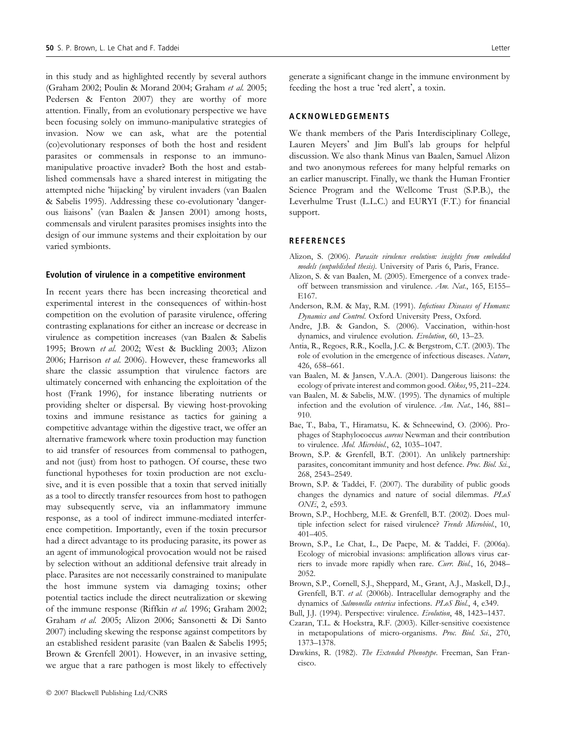in this study and as highlighted recently by several authors (Graham 2002; Poulin & Morand 2004; Graham *et al.* 2005; Pedersen & Fenton 2007) they are worthy of more attention. Finally, from an evolutionary perspective we have been focusing solely on immuno-manipulative strategies of invasion. Now we can ask, what are the potential (co)evolutionary responses of both the host and resident parasites or commensals in response to an immuno-manipulative proactive invader? Both the host and established commensals have a shared interest in mitigating the attempted niche 'hijacking' by virulent invaders (van Baalen & Sabelis 1995). Addressing these co-evolutionary 'dangerous liaisons' (van Baalen & Jansen 2001) among hosts, commensals and virulent parasites promises insights into the design of our immune systems and their exploitation by our varied symbionts.

### Evolution of virulence in a competitive environment

In recent years there has been increasing theoretical and experimental interest in the consequences of within-host competition on the evolution of parasite virulence, offering contrasting explanations for either an increase or decrease in virulence as competition increases (van Baalen & Sabelis 1995; Brown *et al.* 2002; West & Buckling 2003; Alizon 2006; Harrison *et al.* 2006). However, these frameworks all share the classic assumption that virulence factors are ultimately concerned with enhancing the exploitation of the host (Frank 1996), for instance liberating nutrients or providing shelter or dispersal. By viewing host-provoking toxins and immune resistance as tactics for gaining a competitive advantage within the digestive tract, we offer an alternative framework where toxin production may function to aid transfer of resources from commensal to pathogen, and not (just) from host to pathogen. Of course, these two functional hypotheses for toxin production are not exclusive, and it is even possible that a toxin that served initially as a tool to directly transfer resources from host to pathogen may subsequently serve, via an inflammatory immune response, as a tool of indirect immune-mediated interference competition. Importantly, even if the toxin precursor had a direct advantage to its producing parasite, its power as an agent of immunological provocation would not be raised by selection without an additional defensive trait already in place. Parasites are not necessarily constrained to manipulate the host immune system via damaging toxins; other potential tactics include the direct neutralization or skewing of the immune response (Riffkin *et al.* 1996; Graham 2002; Graham *et al.* 2005; Alizon 2006; Sansonetti & Di Santo 2007) including skewing the response against competitors by an established resident parasite (van Baalen & Sabelis 1995; Brown & Grenfell 2001). However, in an invasive setting, we argue that a rare pathogen is most likely to effectively generate a significant change in the immune environment by feeding the host a true 'red alert', a toxin.

## ACKNOWLEDGEMENTS

We thank members of the Paris Interdisciplinary College, Lauren Meyers' and Jim Bull's lab groups for helpful discussion. We also thank Minus van Baalen, Samuel Alizon and two anonymous referees for many helpful remarks on an earlier manuscript. Finally, we thank the Human Frontier Science Program and the Wellcome Trust (S.P.B.), the Leverhulme Trust (L.L.C.) and EURYI (F.T.) for financial support.

## REFERENCES

Alizon, S. (2006). *Parasite virulence evolution: insights from embedded models (unpublished thesis)*. University of Paris 6, Paris, France.

Alizon, S. & van Baalen, M. (2005). Emergence of a convex trade-off between transmission and virulence. *Am. Nat.*, 165, E155–E167.

Anderson, R.M. & May, R.M. (1991). *Infectious Diseases of Humans: Dynamics and Control*. Oxford University Press, Oxford.

Andre, J.B. & Gandon, S. (2006). Vaccination, within-host dynamics, and virulence evolution. *Evolution*, 60, 13–23.

Antia, R., Regoes, R.R., Koella, J.C. & Bergstrom, C.T. (2003). The role of evolution in the emergence of infectious diseases. *Nature*, 426, 658–661.

van Baalen, M. & Jansen, V.A.A. (2001). Dangerous liaisons: the ecology of private interest and common good. *Oikos*, 95, 211–224.

van Baalen, M. & Sabelis, M.W. (1995). The dynamics of multiple infection and the evolution of virulence. *Am. Nat.*, 146, 881–910.

Bae, T., Baba, T., Hiramatsu, K. & Schneewind, O. (2006). Prophages of Staphylococcus *aureus* Newman and their contribution to virulence. *Mol. Microbiol.*, 62, 1035–1047.

Brown, S.P. & Grenfell, B.T. (2001). An unlikely partnership: parasites, concomitant immunity and host defence. *Proc. Biol. Sci.*, 268, 2543–2549.

Brown, S.P. & Taddei, F. (2007). The durability of public goods changes the dynamics and nature of social dilemmas. *PLoS ONE*, 2, e593.

Brown, S.P., Hochberg, M.E. & Grenfell, B.T. (2002). Does multiple infection select for raised virulence? *Trends Microbiol.*, 10, 401–405.

Brown, S.P., Le Chat, L., De Paepe, M. & Taddei, F. (2006a). Ecology of microbial invasions: amplification allows virus carriers to invade more rapidly when rare. *Curr. Biol.*, 16, 2048–2052.

Brown, S.P., Cornell, S.J., Sheppard, M., Grant, A.J., Maskell, D.J., Grenfell, B.T. *et al.* (2006b). Intracellular demography and the dynamics of *Salmonella enterica* infections. *PLoS Biol.*, 4, e349.

Bull, J.J. (1994). Perspective: virulence. *Evolution*, 48, 1423–1437.

Czaran, T.L. & Hoekstra, R.F. (2003). Killer-sensitive coexistence in metapopulations of micro-organisms. *Proc. Biol. Sci.*, 270, 1373–1378.

Dawkins, R. (1982). *The Extended Phenotype*. Freeman, San Francisco.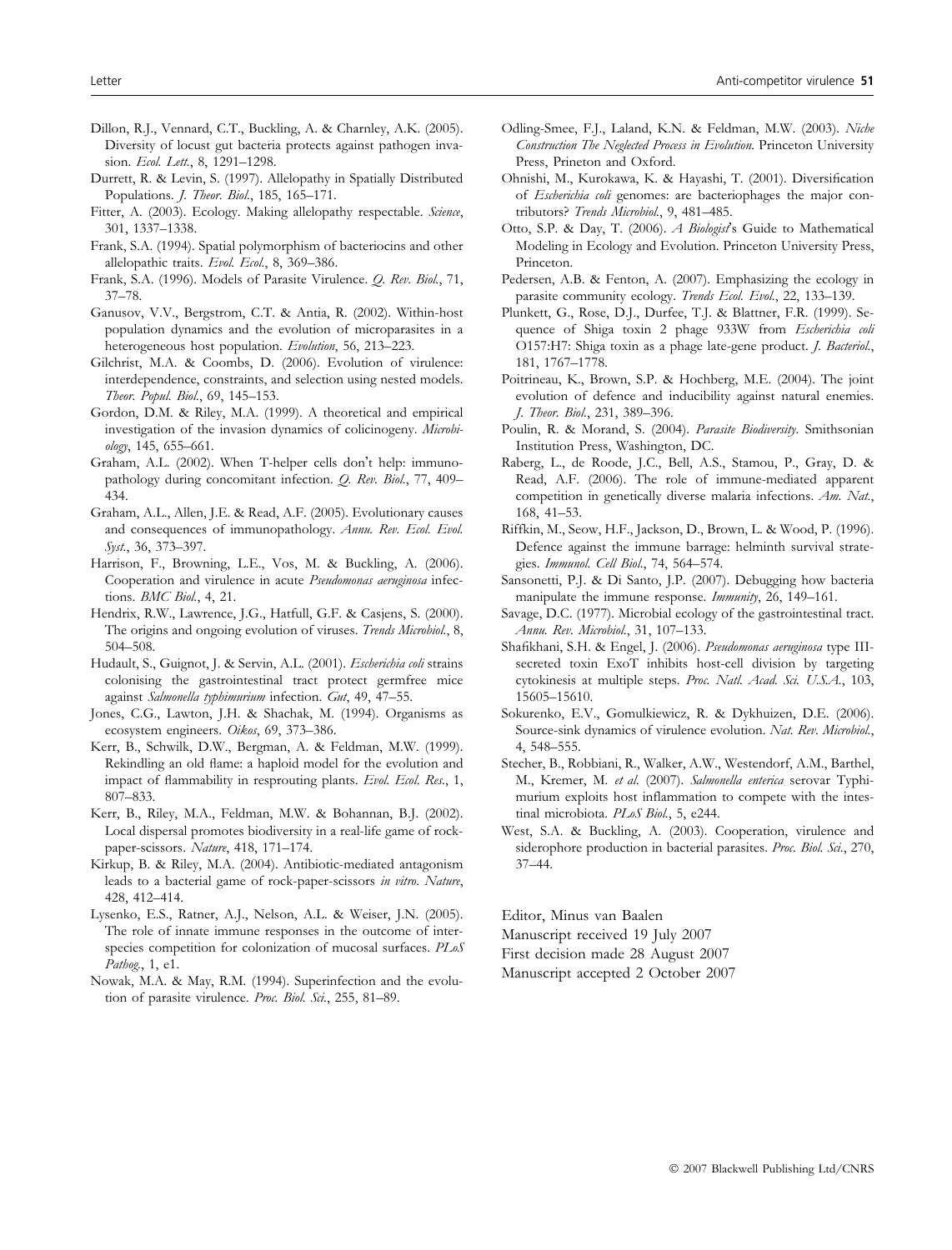Dillon, R.J., Vennard, C.T., Buckling, A. & Charnley, A.K. (2005). Diversity of locust gut bacteria protects against pathogen invasion. *Ecol. Lett.*, 8, 1291–1298.

Durrett, R. & Levin, S. (1997). Allelopathy in Spatially Distributed Populations. *J. Theor. Biol.*, 185, 165–171.

Fitter, A. (2003). Ecology. Making allelopathy respectable. *Science*, 301, 1337–1338.

Frank, S.A. (1994). Spatial polymorphism of bacteriocins and other allelopathic traits. *Evol. Ecol.*, 8, 369–386.

Frank, S.A. (1996). Models of Parasite Virulence. *Q. Rev. Biol.*, 71, 37–78.

Ganusov, V.V., Bergstrom, C.T. & Antia, R. (2002). Within-host population dynamics and the evolution of microparasites in a heterogeneous host population. *Evolution*, 56, 213–223.

Gilchrist, M.A. & Coombs, D. (2006). Evolution of virulence: interdependence, constraints, and selection using nested models. *Theor. Popul. Biol.*, 69, 145–153.

Gordon, D.M. & Riley, M.A. (1999). A theoretical and empirical investigation of the invasion dynamics of colicinogeny. *Microbiology*, 145, 655–661.

Graham, A.L. (2002). When T-helper cells don't help: immunopathology during concomitant infection. *Q. Rev. Biol.*, 77, 409–434.

Graham, A.L., Allen, J.E. & Read, A.F. (2005). Evolutionary causes and consequences of immunopathology. *Annu. Rev. Ecol. Evol. Syst.*, 36, 373–397.

Harrison, F., Browning, L.E., Vos, M. & Buckling, A. (2006). Cooperation and virulence in acute *Pseudomonas aeruginosa* infections. *BMC Biol.*, 4, 21.

Hendrix, R.W., Lawrence, J.G., Hatfull, G.F. & Casjens, S. (2000). The origins and ongoing evolution of viruses. *Trends Microbiol.*, 8, 504–508.

Hudault, S., Guignot, J. & Servin, A.L. (2001). *Escherichia coli* strains colonising the gastrointestinal tract protect germfree mice against *Salmonella typhimurium* infection. *Gut*, 49, 47–55.

Jones, C.G., Lawton, J.H. & Shachak, M. (1994). Organisms as ecosystem engineers. *Oikos*, 69, 373–386.

Kerr, B., Schwilk, D.W., Bergman, A. & Feldman, M.W. (1999). Rekindling an old flame: a haploid model for the evolution and impact of flammability in resprouting plants. *Evol. Ecol. Res.*, 1, 807–833.

Kerr, B., Riley, M.A., Feldman, M.W. & Bohannan, B.J. (2002). Local dispersal promotes biodiversity in a real-life game of rock-paper-scissors. *Nature*, 418, 171–174.

Kirkup, B. & Riley, M.A. (2004). Antibiotic-mediated antagonism leads to a bacterial game of rock-paper-scissors *in vitro*. *Nature*, 428, 412–414.

Lysenko, E.S., Ratner, A.J., Nelson, A.L. & Weiser, J.N. (2005). The role of innate immune responses in the outcome of interspecies competition for colonization of mucosal surfaces. *PLoS Pathog.*, 1, e1.

Nowak, M.A. & May, R.M. (1994). Superinfection and the evolution of parasite virulence. *Proc. Biol. Sci.*, 255, 81–89.

Odling-Smee, F.J., Laland, K.N. & Feldman, M.W. (2003). *Niche Construction The Neglected Process in Evolution*. Princeton University Press, Prineton and Oxford.

Ohnishi, M., Kurokawa, K. & Hayashi, T. (2001). Diversification of *Escherichia coli* genomes: are bacteriophages the major contributors? *Trends Microbiol.*, 9, 481–485.

Otto, S.P. & Day, T. (2006). *A Biologist's* Guide to Mathematical Modeling in Ecology and Evolution. Princeton University Press, Princeton.

Pedersen, A.B. & Fenton, A. (2007). Emphasizing the ecology in parasite community ecology. *Trends Ecol. Evol.*, 22, 133–139.

Plunkett, G., Rose, D.J., Durfee, T.J. & Blattner, F.R. (1999). Sequence of Shiga toxin 2 phage 933W from *Escherichia coli* O157:H7: Shiga toxin as a phage late-gene product. *J. Bacteriol.*, 181, 1767–1778.

Poitrineau, K., Brown, S.P. & Hochberg, M.E. (2004). The joint evolution of defence and inducibility against natural enemies. *J. Theor. Biol.*, 231, 389–396.

Poulin, R. & Morand, S. (2004). *Parasite Biodiversity*. Smithsonian Institution Press, Washington, DC.

Raberg, L., de Roode, J.C., Bell, A.S., Stamou, P., Gray, D. & Read, A.F. (2006). The role of immune-mediated apparent competition in genetically diverse malaria infections. *Am. Nat.*, 168, 41–53.

Riffkin, M., Seow, H.F., Jackson, D., Brown, L. & Wood, P. (1996). Defence against the immune barrage: helminth survival strategies. *Immunol. Cell Biol.*, 74, 564–574.

Sansonetti, P.J. & Di Santo, J.P. (2007). Debugging how bacteria manipulate the immune response. *Immunity*, 26, 149–161.

Savage, D.C. (1977). Microbial ecology of the gastrointestinal tract. *Annu. Rev. Microbiol.*, 31, 107–133.

Shafikhani, S.H. & Engel, J. (2006). *Pseudomonas aeruginosa* type III-secreted toxin ExoT inhibits host-cell division by targeting cytokinesis at multiple steps. *Proc. Natl. Acad. Sci. U.S.A.*, 103, 15605–15610.

Sokurenko, E.V., Gomulkiewicz, R. & Dykhuizen, D.E. (2006). Source-sink dynamics of virulence evolution. *Nat. Rev. Microbiol.*, 4, 548–555.

Stecher, B., Robbiani, R., Walker, A.W., Westendorf, A.M., Barthel, M., Kremer, M. *et al.* (2007). *Salmonella enterica* serovar Typhimurium exploits host inflammation to compete with the intestinal microbiota. *PLoS Biol.*, 5, e244.

West, S.A. & Buckling, A. (2003). Cooperation, virulence and siderophore production in bacterial parasites. *Proc. Biol. Sci.*, 270, 37–44.

Editor, Minus van Baalen
Manuscript received 19 July 2007
First decision made 28 August 2007
Manuscript accepted 2 October 2007